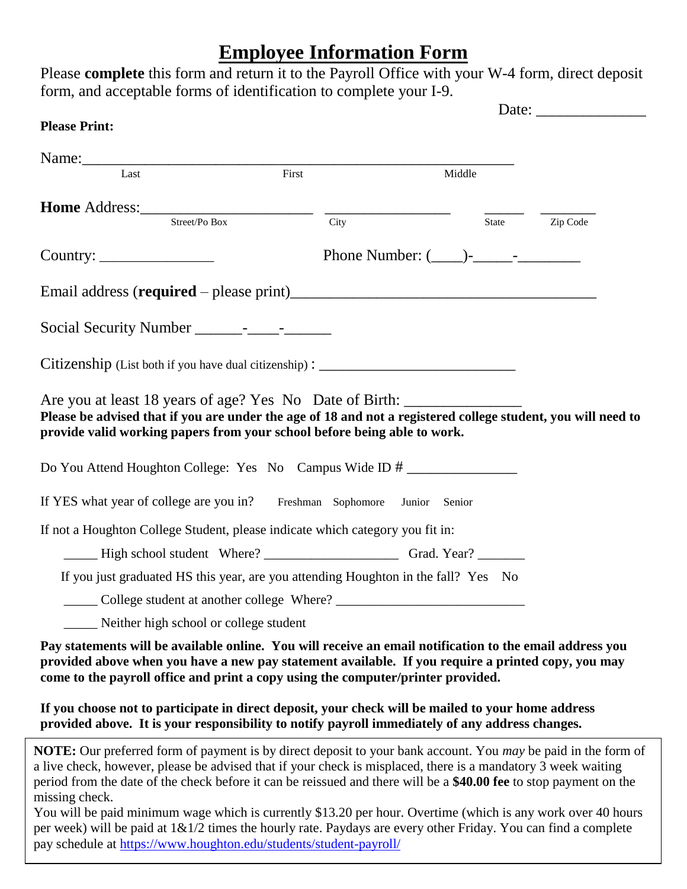# Employee Information Form

Please **complete** this form and return it to the Payroll Office with your W-4 form, direct deposit form, and acceptable forms of identification to complete your I-9.

Date: ______________

**Please Print:**

Name:_______________________________________________________
Last First Middle

**Home** Address:______________________ _________________ ______ ________
Street/Po Box City State Zip Code

Country: _______________ Phone Number: (____)-_____-________

Email address (**required** – please print)_______________________________________

Social Security Number ______-____-______

Citizenship (List both if you have dual citizenship) : ___________________________

Are you at least 18 years of age? Yes No Date of Birth: _______________

**Please be advised that if you are under the age of 18 and not a registered college student, you will need to provide valid working papers from your school before being able to work.**

Do You Attend Houghton College: Yes No Campus Wide ID # ________________

If YES what year of college are you in? Freshman Sophomore Junior Senior

If not a Houghton College Student, please indicate which category you fit in:

_____ High school student Where? ___________________ Grad. Year? _______

If you just graduated HS this year, are you attending Houghton in the fall? Yes No

_____ College student at another college Where? ___________________________

_____ Neither high school or college student

**Pay statements will be available online. You will receive an email notification to the email address you provided above when you have a new pay statement available. If you require a printed copy, you may come to the payroll office and print a copy using the computer/printer provided.**

**If you choose not to participate in direct deposit, your check will be mailed to your home address provided above. It is your responsibility to notify payroll immediately of any address changes.**

**NOTE:** Our preferred form of payment is by direct deposit to your bank account. You *may* be paid in the form of a live check, however, please be advised that if your check is misplaced, there is a mandatory 3 week waiting period from the date of the check before it can be reissued and there will be a **$40.00 fee** to stop payment on the missing check.

You will be paid minimum wage which is currently $13.20 per hour. Overtime (which is any work over 40 hours per week) will be paid at 1&1/2 times the hourly rate. Paydays are every other Friday. You can find a complete pay schedule at https://www.houghton.edu/students/student-payroll/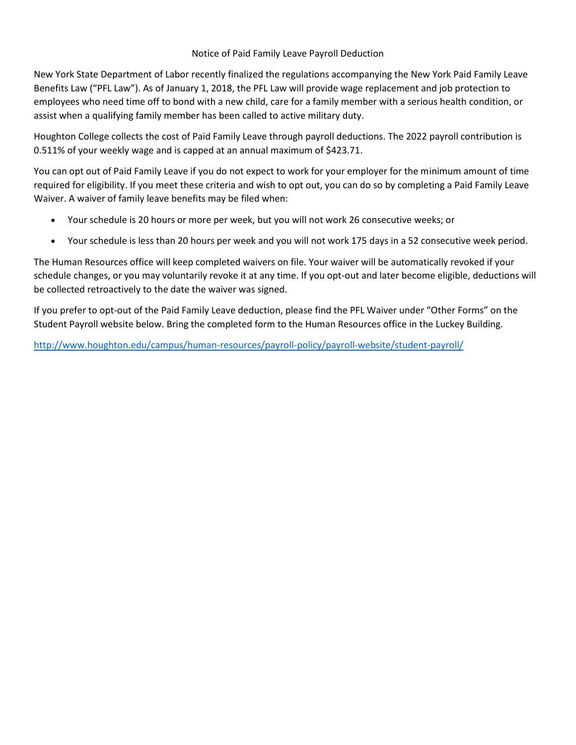# Notice of Paid Family Leave Payroll Deduction

New York State Department of Labor recently finalized the regulations accompanying the New York Paid Family Leave Benefits Law ("PFL Law"). As of January 1, 2018, the PFL Law will provide wage replacement and job protection to employees who need time off to bond with a new child, care for a family member with a serious health condition, or assist when a qualifying family member has been called to active military duty.

Houghton College collects the cost of Paid Family Leave through payroll deductions. The 2022 payroll contribution is 0.511% of your weekly wage and is capped at an annual maximum of $423.71.

You can opt out of Paid Family Leave if you do not expect to work for your employer for the minimum amount of time required for eligibility. If you meet these criteria and wish to opt out, you can do so by completing a Paid Family Leave Waiver. A waiver of family leave benefits may be filed when:

- Your schedule is 20 hours or more per week, but you will not work 26 consecutive weeks; or
- Your schedule is less than 20 hours per week and you will not work 175 days in a 52 consecutive week period.

The Human Resources office will keep completed waivers on file. Your waiver will be automatically revoked if your schedule changes, or you may voluntarily revoke it at any time. If you opt-out and later become eligible, deductions will be collected retroactively to the date the waiver was signed.

If you prefer to opt-out of the Paid Family Leave deduction, please find the PFL Waiver under "Other Forms" on the Student Payroll website below. Bring the completed form to the Human Resources office in the Luckey Building.

http://www.houghton.edu/campus/human-resources/payroll-policy/payroll-website/student-payroll/